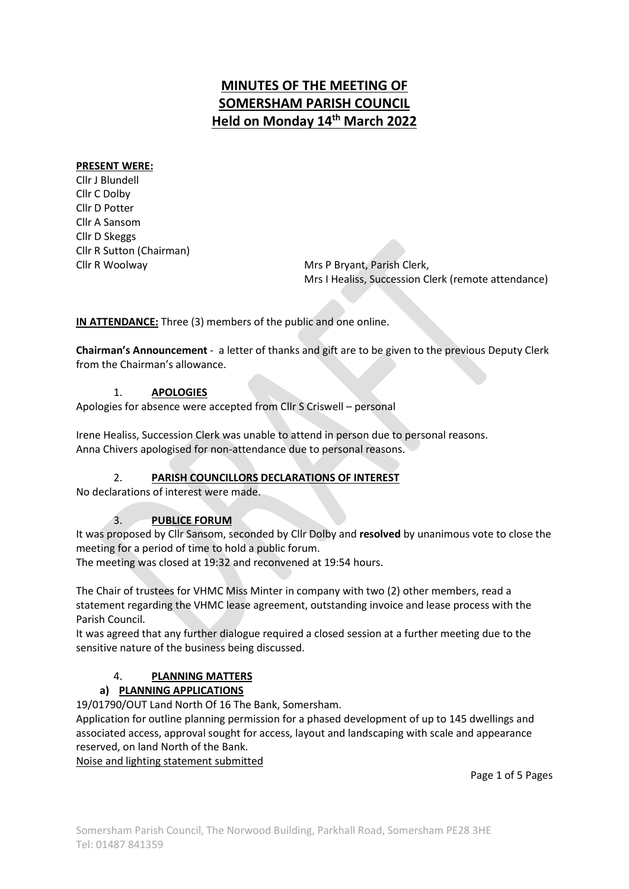# MINUTES OF THE MEETING OF SOMERSHAM PARISH COUNCIL Held on Monday 14th March 2022

**PRESENT WERE:**

Cllr J Blundell
Cllr C Dolby
Cllr D Potter
Cllr A Sansom
Cllr D Skeggs
Cllr R Sutton (Chairman)
Cllr R Woolway

Mrs P Bryant, Parish Clerk,
Mrs I Healiss, Succession Clerk (remote attendance)

**IN ATTENDANCE:** Three (3) members of the public and one online.

**Chairman's Announcement** - a letter of thanks and gift are to be given to the previous Deputy Clerk from the Chairman's allowance.

## 1. APOLOGIES

Apologies for absence were accepted from Cllr S Criswell – personal

Irene Healiss, Succession Clerk was unable to attend in person due to personal reasons.
Anna Chivers apologised for non-attendance due to personal reasons.

## 2. PARISH COUNCILLORS DECLARATIONS OF INTEREST

No declarations of interest were made.

## 3. PUBLICE FORUM

It was proposed by Cllr Sansom, seconded by Cllr Dolby and **resolved** by unanimous vote to close the meeting for a period of time to hold a public forum.
The meeting was closed at 19:32 and reconvened at 19:54 hours.

The Chair of trustees for VHMC Miss Minter in company with two (2) other members, read a statement regarding the VHMC lease agreement, outstanding invoice and lease process with the Parish Council.
It was agreed that any further dialogue required a closed session at a further meeting due to the sensitive nature of the business being discussed.

## 4. PLANNING MATTERS

### a) PLANNING APPLICATIONS

19/01790/OUT Land North Of 16 The Bank, Somersham.
Application for outline planning permission for a phased development of up to 145 dwellings and associated access, approval sought for access, layout and landscaping with scale and appearance reserved, on land North of the Bank.
Noise and lighting statement submitted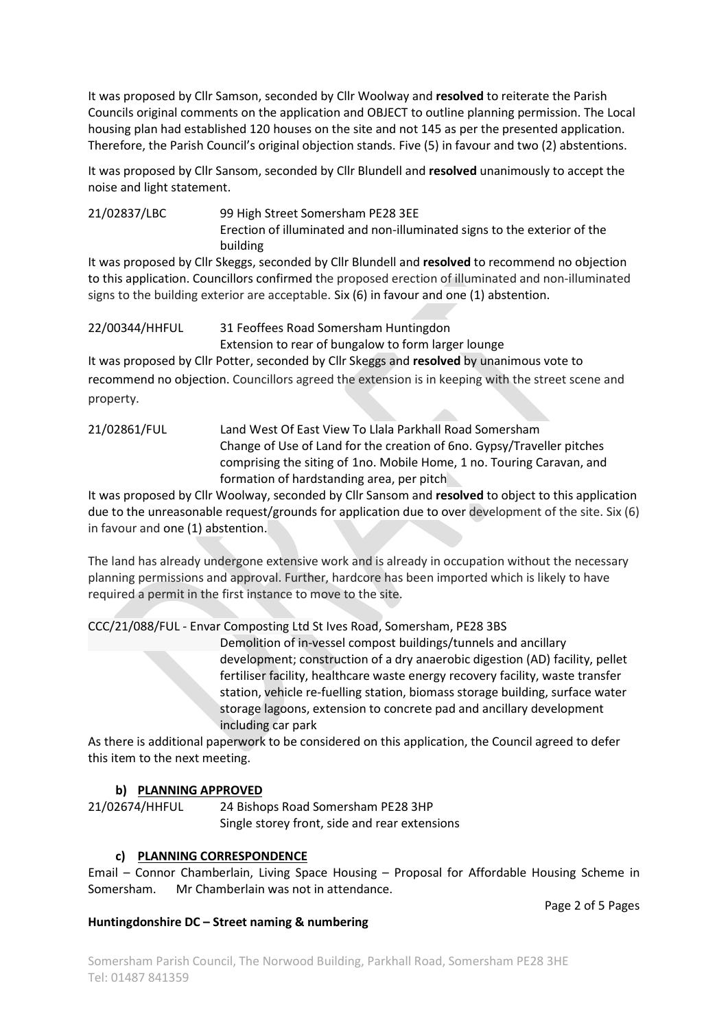It was proposed by Cllr Samson, seconded by Cllr Woolway and **resolved** to reiterate the Parish Councils original comments on the application and OBJECT to outline planning permission. The Local housing plan had established 120 houses on the site and not 145 as per the presented application. Therefore, the Parish Council's original objection stands. Five (5) in favour and two (2) abstentions.

It was proposed by Cllr Sansom, seconded by Cllr Blundell and **resolved** unanimously to accept the noise and light statement.

21/02837/LBC 99 High Street Somersham PE28 3EE
Erection of illuminated and non-illuminated signs to the exterior of the building

It was proposed by Cllr Skeggs, seconded by Cllr Blundell and **resolved** to recommend no objection to this application. Councillors confirmed the proposed erection of illuminated and non-illuminated signs to the building exterior are acceptable. Six (6) in favour and one (1) abstention.

22/00344/HHFUL 31 Feoffees Road Somersham Huntingdon
Extension to rear of bungalow to form larger lounge

It was proposed by Cllr Potter, seconded by Cllr Skeggs and **resolved** by unanimous vote to recommend no objection. Councillors agreed the extension is in keeping with the street scene and property.

21/02861/FUL Land West Of East View To Llala Parkhall Road Somersham
Change of Use of Land for the creation of 6no. Gypsy/Traveller pitches comprising the siting of 1no. Mobile Home, 1 no. Touring Caravan, and formation of hardstanding area, per pitch

It was proposed by Cllr Woolway, seconded by Cllr Sansom and **resolved** to object to this application due to the unreasonable request/grounds for application due to over development of the site. Six (6) in favour and one (1) abstention.

The land has already undergone extensive work and is already in occupation without the necessary planning permissions and approval. Further, hardcore has been imported which is likely to have required a permit in the first instance to move to the site.

CCC/21/088/FUL - Envar Composting Ltd St Ives Road, Somersham, PE28 3BS
Demolition of in-vessel compost buildings/tunnels and ancillary development; construction of a dry anaerobic digestion (AD) facility, pellet fertiliser facility, healthcare waste energy recovery facility, waste transfer station, vehicle re-fuelling station, biomass storage building, surface water storage lagoons, extension to concrete pad and ancillary development including car park

As there is additional paperwork to be considered on this application, the Council agreed to defer this item to the next meeting.

**b) PLANNING APPROVED**

21/02674/HHFUL 24 Bishops Road Somersham PE28 3HP
Single storey front, side and rear extensions

**c) PLANNING CORRESPONDENCE**

Email – Connor Chamberlain, Living Space Housing – Proposal for Affordable Housing Scheme in Somersham. Mr Chamberlain was not in attendance.

**Huntingdonshire DC – Street naming & numbering**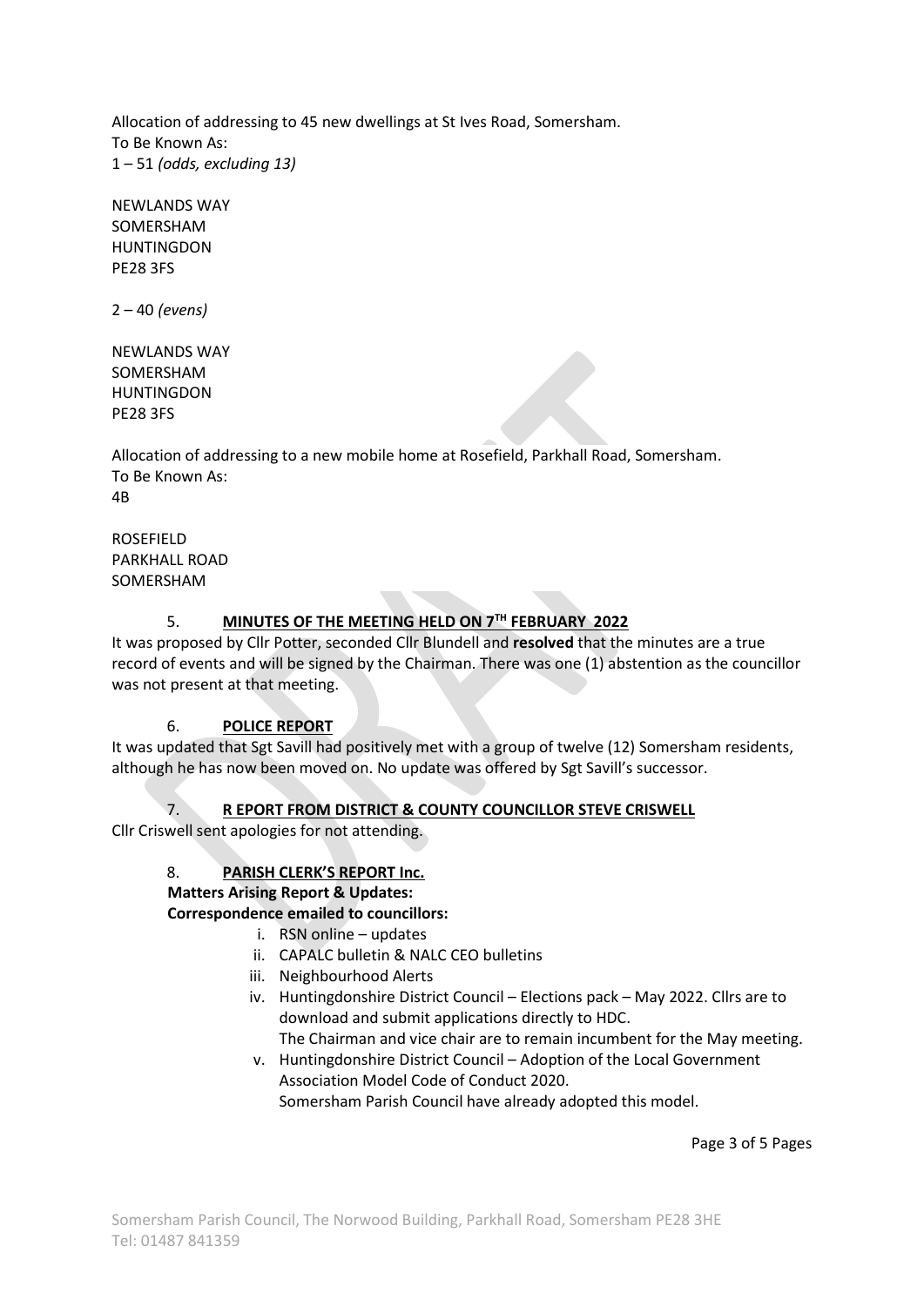Allocation of addressing to 45 new dwellings at St Ives Road, Somersham.
To Be Known As:
1 – 51 *(odds, excluding 13)*

NEWLANDS WAY
SOMERSHAM
HUNTINGDON
PE28 3FS

2 – 40 *(evens)*

NEWLANDS WAY
SOMERSHAM
HUNTINGDON
PE28 3FS

Allocation of addressing to a new mobile home at Rosefield, Parkhall Road, Somersham.
To Be Known As:
4B

ROSEFIELD
PARKHALL ROAD
SOMERSHAM

5. **MINUTES OF THE MEETING HELD ON 7TH FEBRUARY 2022**

It was proposed by Cllr Potter, seconded Cllr Blundell and **resolved** that the minutes are a true record of events and will be signed by the Chairman. There was one (1) abstention as the councillor was not present at that meeting.

6. **POLICE REPORT**

It was updated that Sgt Savill had positively met with a group of twelve (12) Somersham residents, although he has now been moved on. No update was offered by Sgt Savill's successor.

7. **R EPORT FROM DISTRICT & COUNTY COUNCILLOR STEVE CRISWELL**

Cllr Criswell sent apologies for not attending.

8. **PARISH CLERK'S REPORT Inc.**

**Matters Arising Report & Updates:**
**Correspondence emailed to councillors:**

i. RSN online – updates
ii. CAPALC bulletin & NALC CEO bulletins
iii. Neighbourhood Alerts
iv. Huntingdonshire District Council – Elections pack – May 2022. Cllrs are to download and submit applications directly to HDC.
   The Chairman and vice chair are to remain incumbent for the May meeting.
v. Huntingdonshire District Council – Adoption of the Local Government Association Model Code of Conduct 2020.
   Somersham Parish Council have already adopted this model.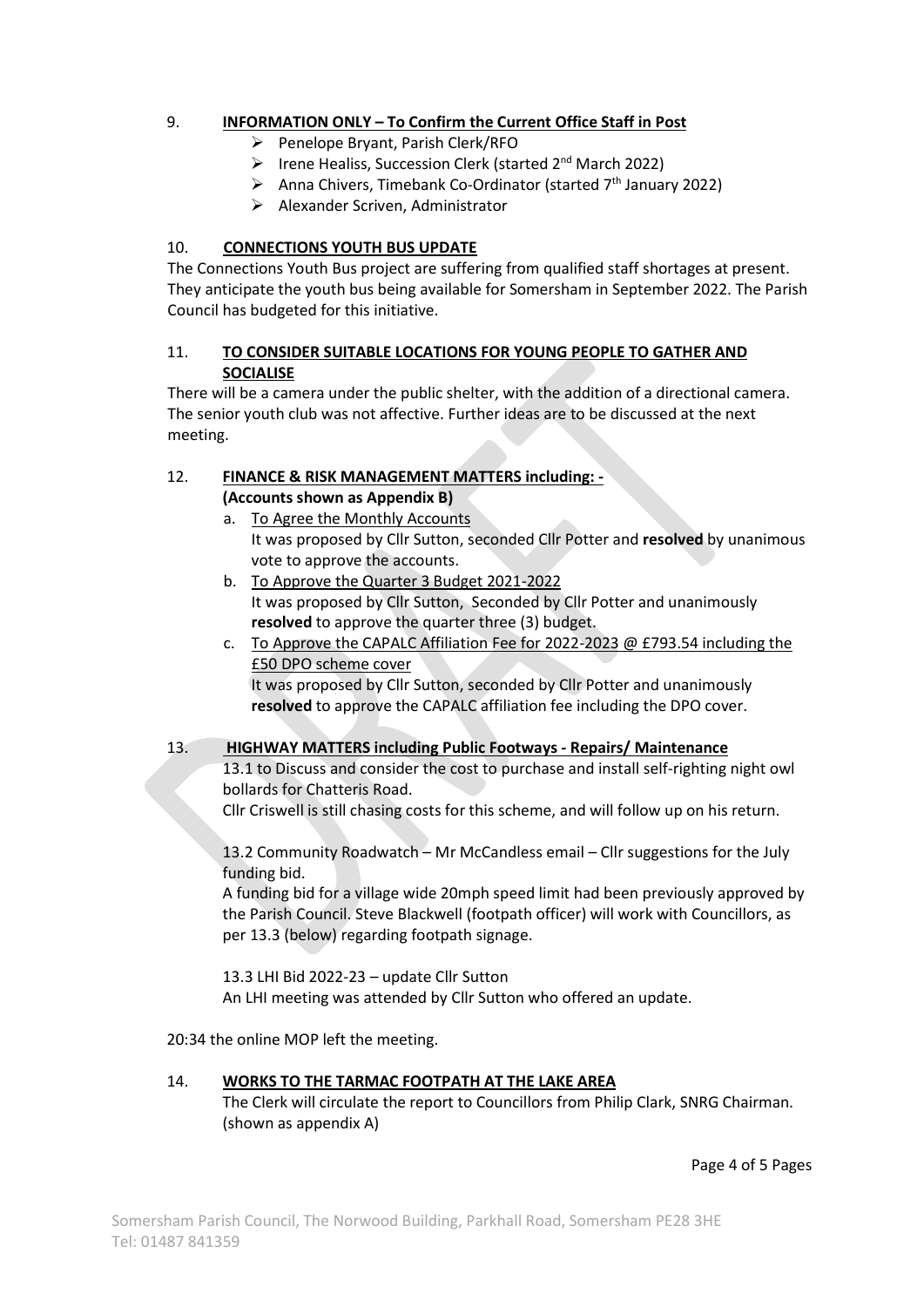9. **INFORMATION ONLY – To Confirm the Current Office Staff in Post**

- Penelope Bryant, Parish Clerk/RFO
- Irene Healiss, Succession Clerk (started 2nd March 2022)
- Anna Chivers, Timebank Co-Ordinator (started 7th January 2022)
- Alexander Scriven, Administrator

10. **CONNECTIONS YOUTH BUS UPDATE**

The Connections Youth Bus project are suffering from qualified staff shortages at present. They anticipate the youth bus being available for Somersham in September 2022. The Parish Council has budgeted for this initiative.

11. **TO CONSIDER SUITABLE LOCATIONS FOR YOUNG PEOPLE TO GATHER AND SOCIALISE**

There will be a camera under the public shelter, with the addition of a directional camera. The senior youth club was not affective. Further ideas are to be discussed at the next meeting.

12. **FINANCE & RISK MANAGEMENT MATTERS including: - (Accounts shown as Appendix B)**

a. To Agree the Monthly Accounts
It was proposed by Cllr Sutton, seconded Cllr Potter and **resolved** by unanimous vote to approve the accounts.

b. To Approve the Quarter 3 Budget 2021-2022
It was proposed by Cllr Sutton, Seconded by Cllr Potter and unanimously **resolved** to approve the quarter three (3) budget.

c. To Approve the CAPALC Affiliation Fee for 2022-2023 @ £793.54 including the £50 DPO scheme cover
It was proposed by Cllr Sutton, seconded by Cllr Potter and unanimously **resolved** to approve the CAPALC affiliation fee including the DPO cover.

13. **HIGHWAY MATTERS including Public Footways - Repairs/ Maintenance**

13.1 to Discuss and consider the cost to purchase and install self-righting night owl bollards for Chatteris Road.
Cllr Criswell is still chasing costs for this scheme, and will follow up on his return.

13.2 Community Roadwatch – Mr McCandless email – Cllr suggestions for the July funding bid.
A funding bid for a village wide 20mph speed limit had been previously approved by the Parish Council. Steve Blackwell (footpath officer) will work with Councillors, as per 13.3 (below) regarding footpath signage.

13.3 LHI Bid 2022-23 – update Cllr Sutton
An LHI meeting was attended by Cllr Sutton who offered an update.

20:34 the online MOP left the meeting.

14. **WORKS TO THE TARMAC FOOTPATH AT THE LAKE AREA**

The Clerk will circulate the report to Councillors from Philip Clark, SNRG Chairman. (shown as appendix A)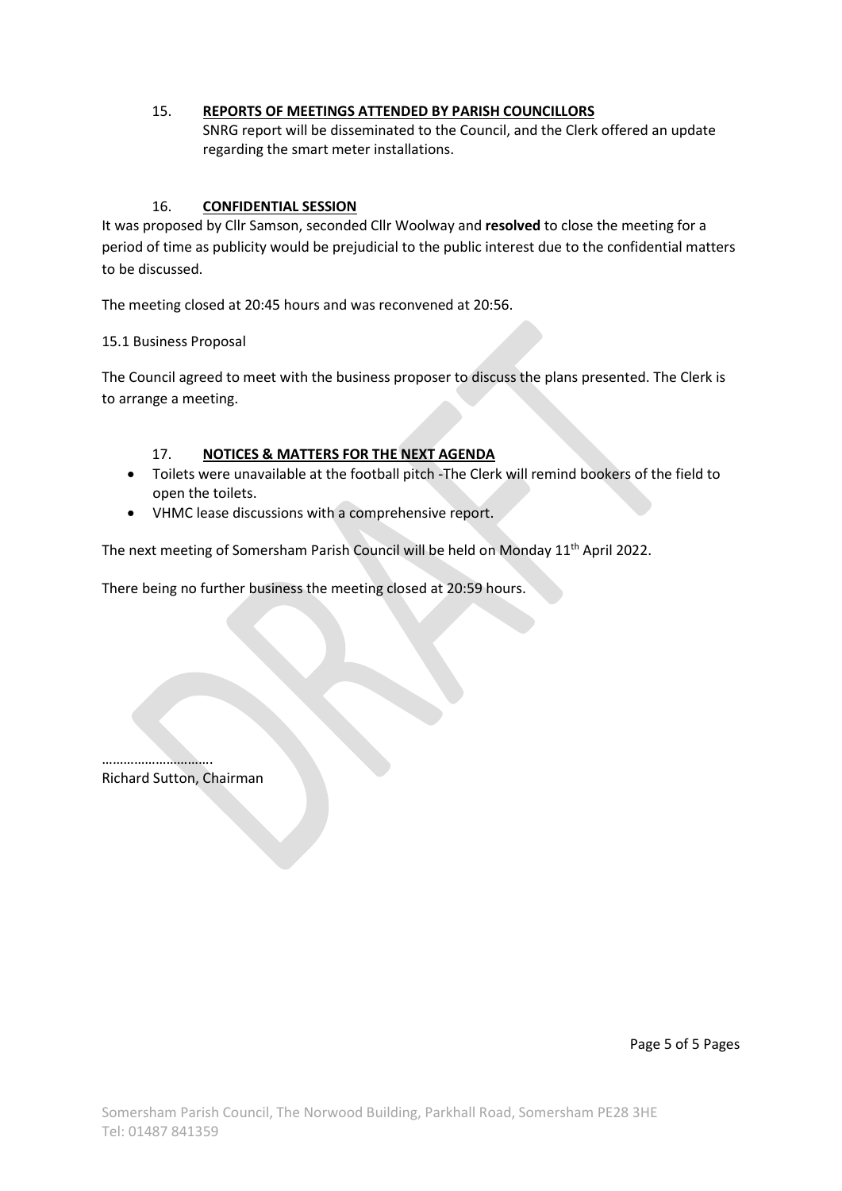15. **REPORTS OF MEETINGS ATTENDED BY PARISH COUNCILLORS**

SNRG report will be disseminated to the Council, and the Clerk offered an update regarding the smart meter installations.

16. **CONFIDENTIAL SESSION**

It was proposed by Cllr Samson, seconded Cllr Woolway and **resolved** to close the meeting for a period of time as publicity would be prejudicial to the public interest due to the confidential matters to be discussed.

The meeting closed at 20:45 hours and was reconvened at 20:56.

15.1 Business Proposal

The Council agreed to meet with the business proposer to discuss the plans presented. The Clerk is to arrange a meeting.

17. **NOTICES & MATTERS FOR THE NEXT AGENDA**

- Toilets were unavailable at the football pitch -The Clerk will remind bookers of the field to open the toilets.
- VHMC lease discussions with a comprehensive report.

The next meeting of Somersham Parish Council will be held on Monday 11th April 2022.

There being no further business the meeting closed at 20:59 hours.

…………………………
Richard Sutton, Chairman

Somersham Parish Council, The Norwood Building, Parkhall Road, Somersham PE28 3HE
Tel: 01487 841359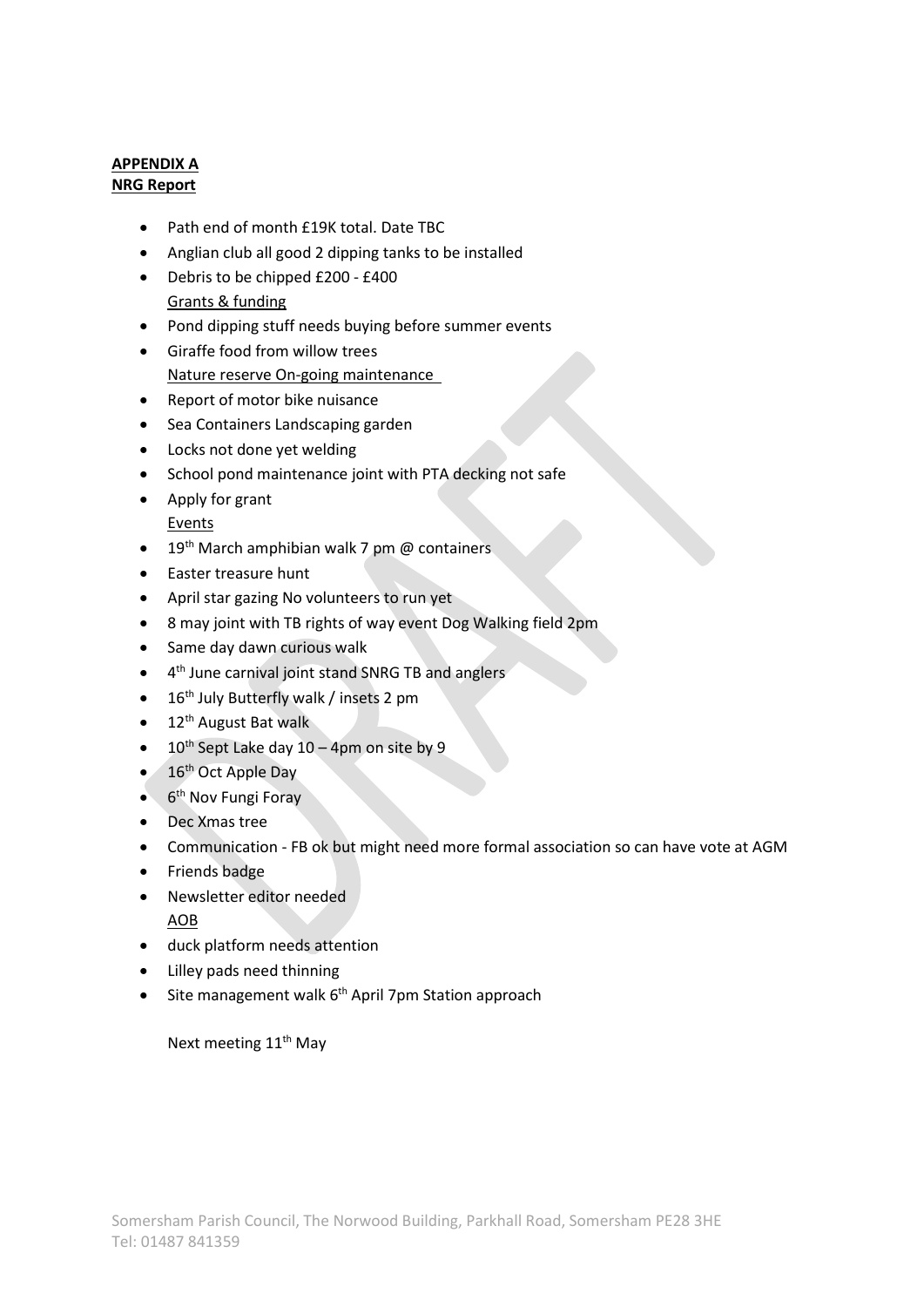**APPENDIX A**
**NRG Report**

- Path end of month £19K total. Date TBC
- Anglian club all good 2 dipping tanks to be installed
- Debris to be chipped £200 - £400
  Grants & funding
- Pond dipping stuff needs buying before summer events
- Giraffe food from willow trees
  Nature reserve On-going maintenance
- Report of motor bike nuisance
- Sea Containers Landscaping garden
- Locks not done yet welding
- School pond maintenance joint with PTA decking not safe
- Apply for grant
  Events
- 19th March amphibian walk 7 pm @ containers
- Easter treasure hunt
- April star gazing No volunteers to run yet
- 8 may joint with TB rights of way event Dog Walking field 2pm
- Same day dawn curious walk
- 4th June carnival joint stand SNRG TB and anglers
- 16th July Butterfly walk / insets 2 pm
- 12th August Bat walk
- 10th Sept Lake day 10 – 4pm on site by 9
- 16th Oct Apple Day
- 6th Nov Fungi Foray
- Dec Xmas tree
- Communication - FB ok but might need more formal association so can have vote at AGM
- Friends badge
- Newsletter editor needed
  AOB
- duck platform needs attention
- Lilley pads need thinning
- Site management walk 6th April 7pm Station approach

Next meeting 11th May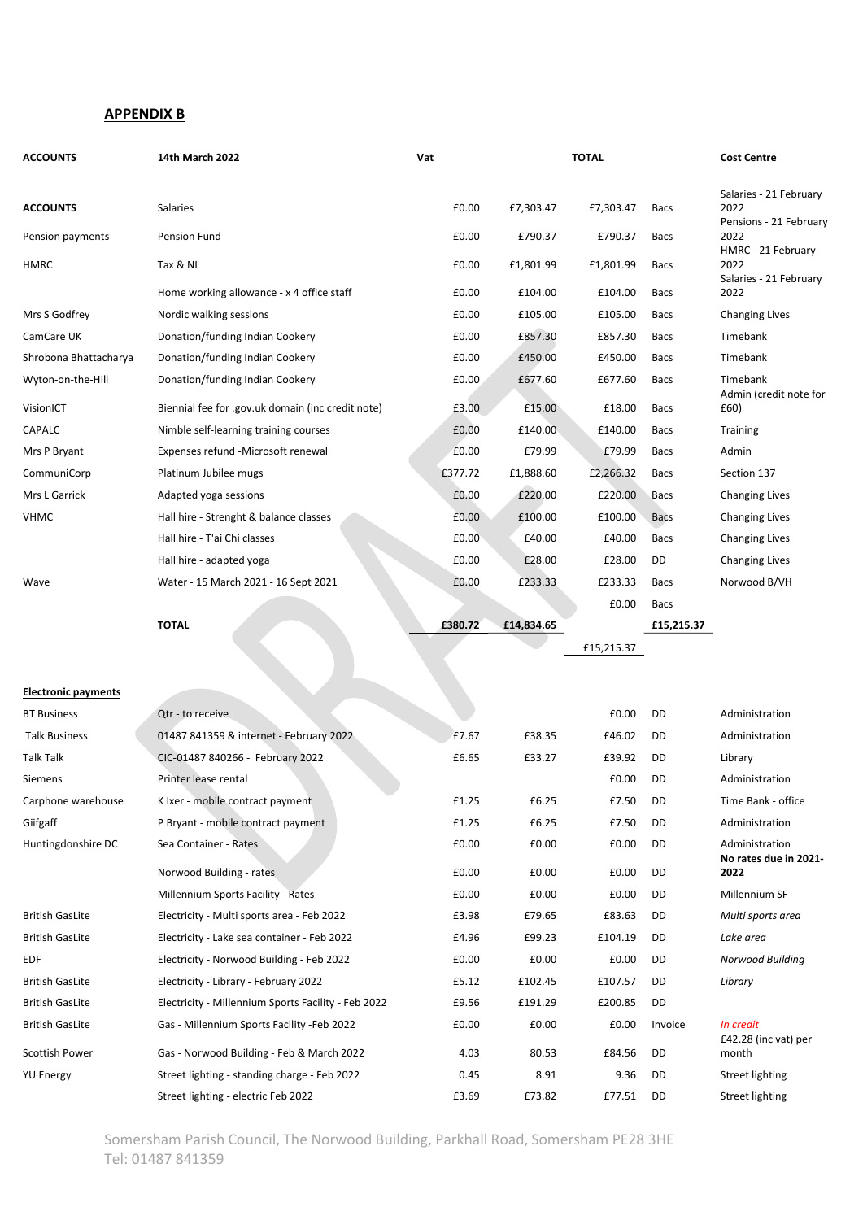## APPENDIX B

| ACCOUNTS | 14th March 2022 | Vat | | TOTAL | | Cost Centre |
|---|---|---|---|---|---|---|
| ACCOUNTS | Salaries | £0.00 | £7,303.47 | £7,303.47 | Bacs | Salaries - 21 February 2022 |
| Pension payments | Pension Fund | £0.00 | £790.37 | £790.37 | Bacs | Pensions - 21 February 2022 |
| HMRC | Tax & NI | £0.00 | £1,801.99 | £1,801.99 | Bacs | HMRC - 21 February 2022 |
| | Home working allowance - x 4 office staff | £0.00 | £104.00 | £104.00 | Bacs | Salaries - 21 February 2022 |
| Mrs S Godfrey | Nordic walking sessions | £0.00 | £105.00 | £105.00 | Bacs | Changing Lives |
| CamCare UK | Donation/funding Indian Cookery | £0.00 | £857.30 | £857.30 | Bacs | Timebank |
| Shrobona Bhattacharya | Donation/funding Indian Cookery | £0.00 | £450.00 | £450.00 | Bacs | Timebank |
| Wyton-on-the-Hill | Donation/funding Indian Cookery | £0.00 | £677.60 | £677.60 | Bacs | Timebank |
| VisionICT | Biennial fee for .gov.uk domain (inc credit note) | £3.00 | £15.00 | £18.00 | Bacs | Admin (credit note for £60) |
| CAPALC | Nimble self-learning training courses | £0.00 | £140.00 | £140.00 | Bacs | Training |
| Mrs P Bryant | Expenses refund -Microsoft renewal | £0.00 | £79.99 | £79.99 | Bacs | Admin |
| CommuniCorp | Platinum Jubilee mugs | £377.72 | £1,888.60 | £2,266.32 | Bacs | Section 137 |
| Mrs L Garrick | Adapted yoga sessions | £0.00 | £220.00 | £220.00 | Bacs | Changing Lives |
| VHMC | Hall hire - Strenght & balance classes | £0.00 | £100.00 | £100.00 | Bacs | Changing Lives |
| | Hall hire - T'ai Chi classes | £0.00 | £40.00 | £40.00 | Bacs | Changing Lives |
| | Hall hire - adapted yoga | £0.00 | £28.00 | £28.00 | DD | Changing Lives |
| Wave | Water - 15 March 2021 - 16 Sept 2021 | £0.00 | £233.33 | £233.33 | Bacs | Norwood B/VH |
| | | | | £0.00 | Bacs | |
| | **TOTAL** | **£380.72** | **£14,834.65** | | **£15,215.37** | |
| | | | | £15,215.37 | | |

**Electronic payments**

| | | | | | | |
|---|---|---|---|---|---|---|
| BT Business | Qtr - to receive | | | £0.00 | DD | Administration |
| Talk Business | 01487 841359 & internet - February 2022 | £7.67 | £38.35 | £46.02 | DD | Administration |
| Talk Talk | CIC-01487 840266 - February 2022 | £6.65 | £33.27 | £39.92 | DD | Library |
| Siemens | Printer lease rental | | | £0.00 | DD | Administration |
| Carphone warehouse | K Ixer - mobile contract payment | £1.25 | £6.25 | £7.50 | DD | Time Bank - office |
| Giifgaff | P Bryant - mobile contract payment | £1.25 | £6.25 | £7.50 | DD | Administration |
| Huntingdonshire DC | Sea Container - Rates | £0.00 | £0.00 | £0.00 | DD | Administration |
| | Norwood Building - rates | £0.00 | £0.00 | £0.00 | DD | **No rates due in 2021-2022** |
| | Millennium Sports Facility - Rates | £0.00 | £0.00 | £0.00 | DD | Millennium SF |
| British GasLite | Electricity - Multi sports area - Feb 2022 | £3.98 | £79.65 | £83.63 | DD | *Multi sports area* |
| British GasLite | Electricity - Lake sea container - Feb 2022 | £4.96 | £99.23 | £104.19 | DD | *Lake area* |
| EDF | Electricity - Norwood Building - Feb 2022 | £0.00 | £0.00 | £0.00 | DD | *Norwood Building* |
| British GasLite | Electricity - Library - February 2022 | £5.12 | £102.45 | £107.57 | DD | *Library* |
| British GasLite | Electricity - Millennium Sports Facility - Feb 2022 | £9.56 | £191.29 | £200.85 | DD | |
| British GasLite | Gas - Millennium Sports Facility -Feb 2022 | £0.00 | £0.00 | £0.00 | Invoice | *In credit* |
| Scottish Power | Gas - Norwood Building - Feb & March 2022 | 4.03 | 80.53 | £84.56 | DD | £42.28 (inc vat) per month |
| YU Energy | Street lighting - standing charge - Feb 2022 | 0.45 | 8.91 | 9.36 | DD | Street lighting |
| | Street lighting - electric Feb 2022 | £3.69 | £73.82 | £77.51 | DD | Street lighting |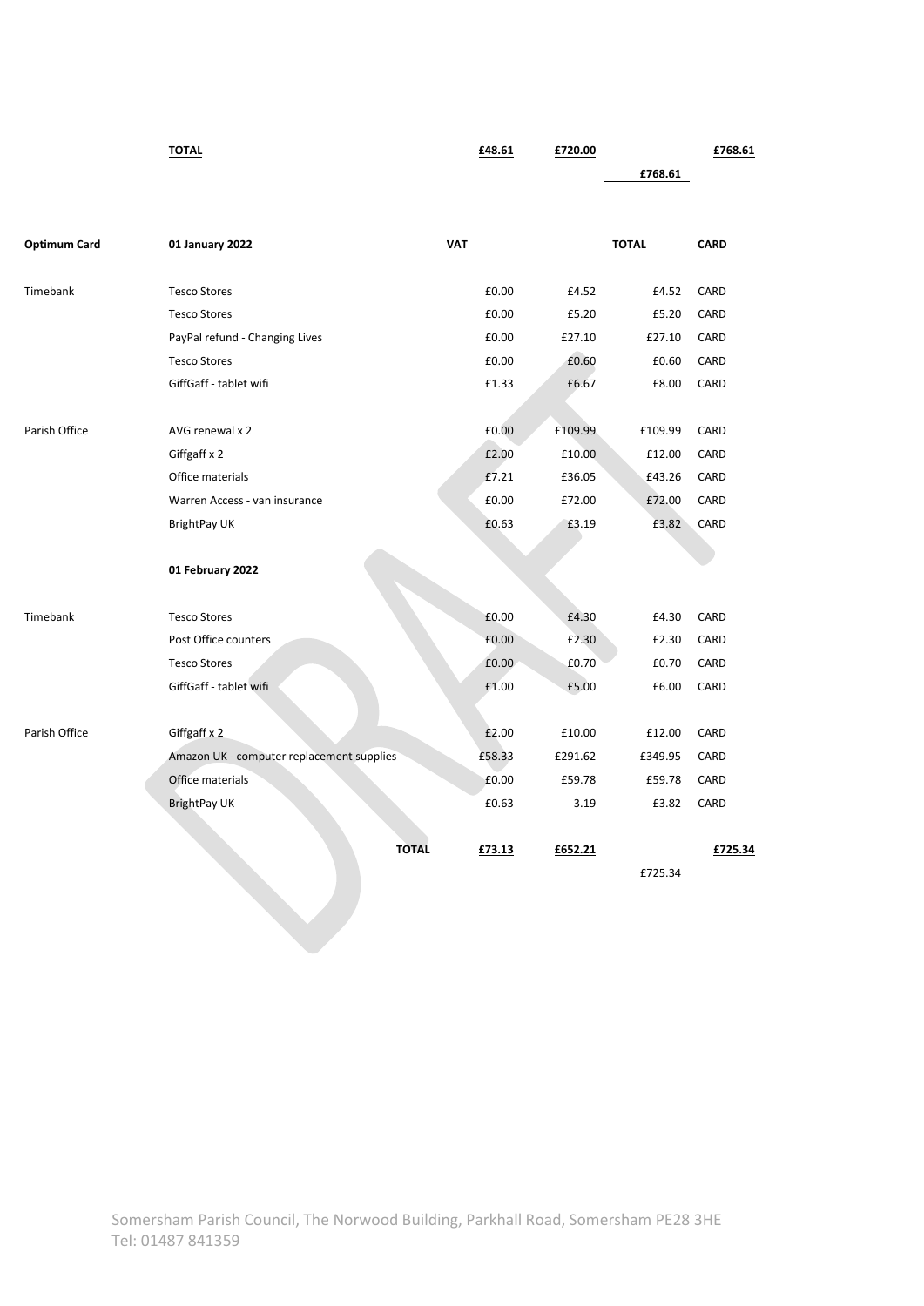| | | | | | |
|---|---|---|---|---|---|
| | **TOTAL** | **£48.61** | **£720.00** | | **£768.61** |
| | | | | **£768.61** | |

| **Optimum Card** | **01 January 2022** | **VAT** | | **TOTAL** | **CARD** |
|---|---|---|---|---|---|
| Timebank | Tesco Stores | £0.00 | £4.52 | £4.52 | CARD |
| | Tesco Stores | £0.00 | £5.20 | £5.20 | CARD |
| | PayPal refund - Changing Lives | £0.00 | £27.10 | £27.10 | CARD |
| | Tesco Stores | £0.00 | £0.60 | £0.60 | CARD |
| | GiffGaff - tablet wifi | £1.33 | £6.67 | £8.00 | CARD |
| Parish Office | AVG renewal x 2 | £0.00 | £109.99 | £109.99 | CARD |
| | Giffgaff x 2 | £2.00 | £10.00 | £12.00 | CARD |
| | Office materials | £7.21 | £36.05 | £43.26 | CARD |
| | Warren Access - van insurance | £0.00 | £72.00 | £72.00 | CARD |
| | BrightPay UK | £0.63 | £3.19 | £3.82 | CARD |
| | **01 February 2022** | | | | |
| Timebank | Tesco Stores | £0.00 | £4.30 | £4.30 | CARD |
| | Post Office counters | £0.00 | £2.30 | £2.30 | CARD |
| | Tesco Stores | £0.00 | £0.70 | £0.70 | CARD |
| | GiffGaff - tablet wifi | £1.00 | £5.00 | £6.00 | CARD |
| Parish Office | Giffgaff x 2 | £2.00 | £10.00 | £12.00 | CARD |
| | Amazon UK - computer replacement supplies | £58.33 | £291.62 | £349.95 | CARD |
| | Office materials | £0.00 | £59.78 | £59.78 | CARD |
| | BrightPay UK | £0.63 | 3.19 | £3.82 | CARD |
| | **TOTAL** | **£73.13** | **£652.21** | | **£725.34** |
| | | | | £725.34 | |

DRAFT

Somersham Parish Council, The Norwood Building, Parkhall Road, Somersham PE28 3HE
Tel: 01487 841359